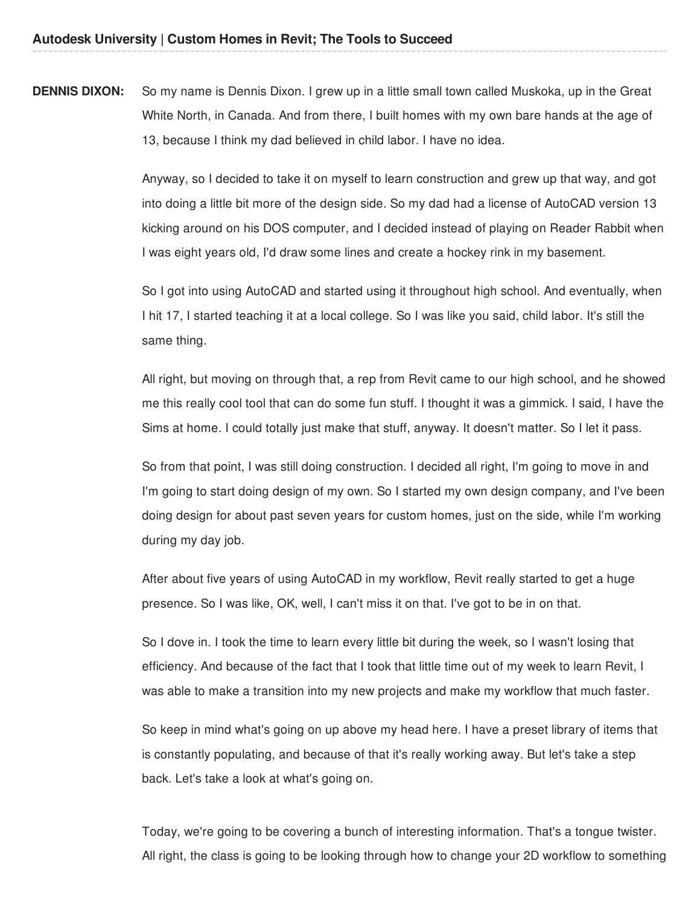**DENNIS DIXON:** So my name is Dennis Dixon. I grew up in a little small town called Muskoka, up in the Great White North, in Canada. And from there, I built homes with my own bare hands at the age of 13, because I think my dad believed in child labor. I have no idea.

Anyway, so I decided to take it on myself to learn construction and grew up that way, and got into doing a little bit more of the design side. So my dad had a license of AutoCAD version 13 kicking around on his DOS computer, and I decided instead of playing on Reader Rabbit when I was eight years old, I'd draw some lines and create a hockey rink in my basement.

So I got into using AutoCAD and started using it throughout high school. And eventually, when I hit 17, I started teaching it at a local college. So I was like you said, child labor. It's still the same thing.

All right, but moving on through that, a rep from Revit came to our high school, and he showed me this really cool tool that can do some fun stuff. I thought it was a gimmick. I said, I have the Sims at home. I could totally just make that stuff, anyway. It doesn't matter. So I let it pass.

So from that point, I was still doing construction. I decided all right, I'm going to move in and I'm going to start doing design of my own. So I started my own design company, and I've been doing design for about past seven years for custom homes, just on the side, while I'm working during my day job.

After about five years of using AutoCAD in my workflow, Revit really started to get a huge presence. So I was like, OK, well, I can't miss it on that. I've got to be in on that.

So I dove in. I took the time to learn every little bit during the week, so I wasn't losing that efficiency. And because of the fact that I took that little time out of my week to learn Revit, I was able to make a transition into my new projects and make my workflow that much faster.

So keep in mind what's going on up above my head here. I have a preset library of items that is constantly populating, and because of that it's really working away. But let's take a step back. Let's take a look at what's going on.

Today, we're going to be covering a bunch of interesting information. That's a tongue twister. All right, the class is going to be looking through how to change your 2D workflow to something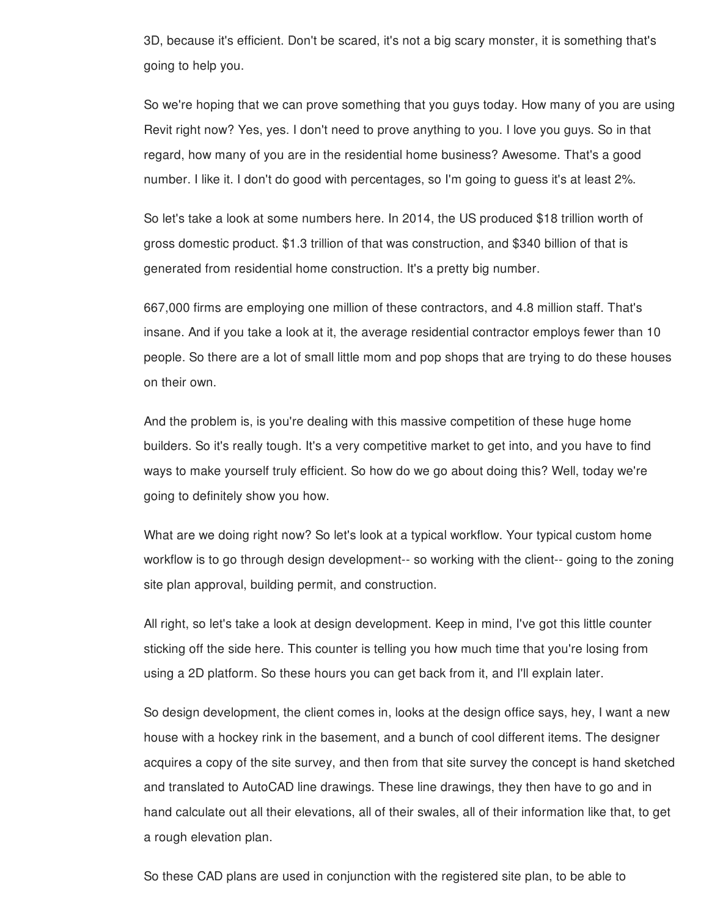3D, because it's efficient. Don't be scared, it's not a big scary monster, it is something that's going to help you.

So we're hoping that we can prove something that you guys today. How many of you are using Revit right now? Yes, yes. I don't need to prove anything to you. I love you guys. So in that regard, how many of you are in the residential home business? Awesome. That's a good number. I like it. I don't do good with percentages, so I'm going to guess it's at least 2%.

So let's take a look at some numbers here. In 2014, the US produced $18 trillion worth of gross domestic product. $1.3 trillion of that was construction, and $340 billion of that is generated from residential home construction. It's a pretty big number.

667,000 firms are employing one million of these contractors, and 4.8 million staff. That's insane. And if you take a look at it, the average residential contractor employs fewer than 10 people. So there are a lot of small little mom and pop shops that are trying to do these houses on their own.

And the problem is, is you're dealing with this massive competition of these huge home builders. So it's really tough. It's a very competitive market to get into, and you have to find ways to make yourself truly efficient. So how do we go about doing this? Well, today we're going to definitely show you how.

What are we doing right now? So let's look at a typical workflow. Your typical custom home workflow is to go through design development-- so working with the client-- going to the zoning site plan approval, building permit, and construction.

All right, so let's take a look at design development. Keep in mind, I've got this little counter sticking off the side here. This counter is telling you how much time that you're losing from using a 2D platform. So these hours you can get back from it, and I'll explain later.

So design development, the client comes in, looks at the design office says, hey, I want a new house with a hockey rink in the basement, and a bunch of cool different items. The designer acquires a copy of the site survey, and then from that site survey the concept is hand sketched and translated to AutoCAD line drawings. These line drawings, they then have to go and in hand calculate out all their elevations, all of their swales, all of their information like that, to get a rough elevation plan.

So these CAD plans are used in conjunction with the registered site plan, to be able to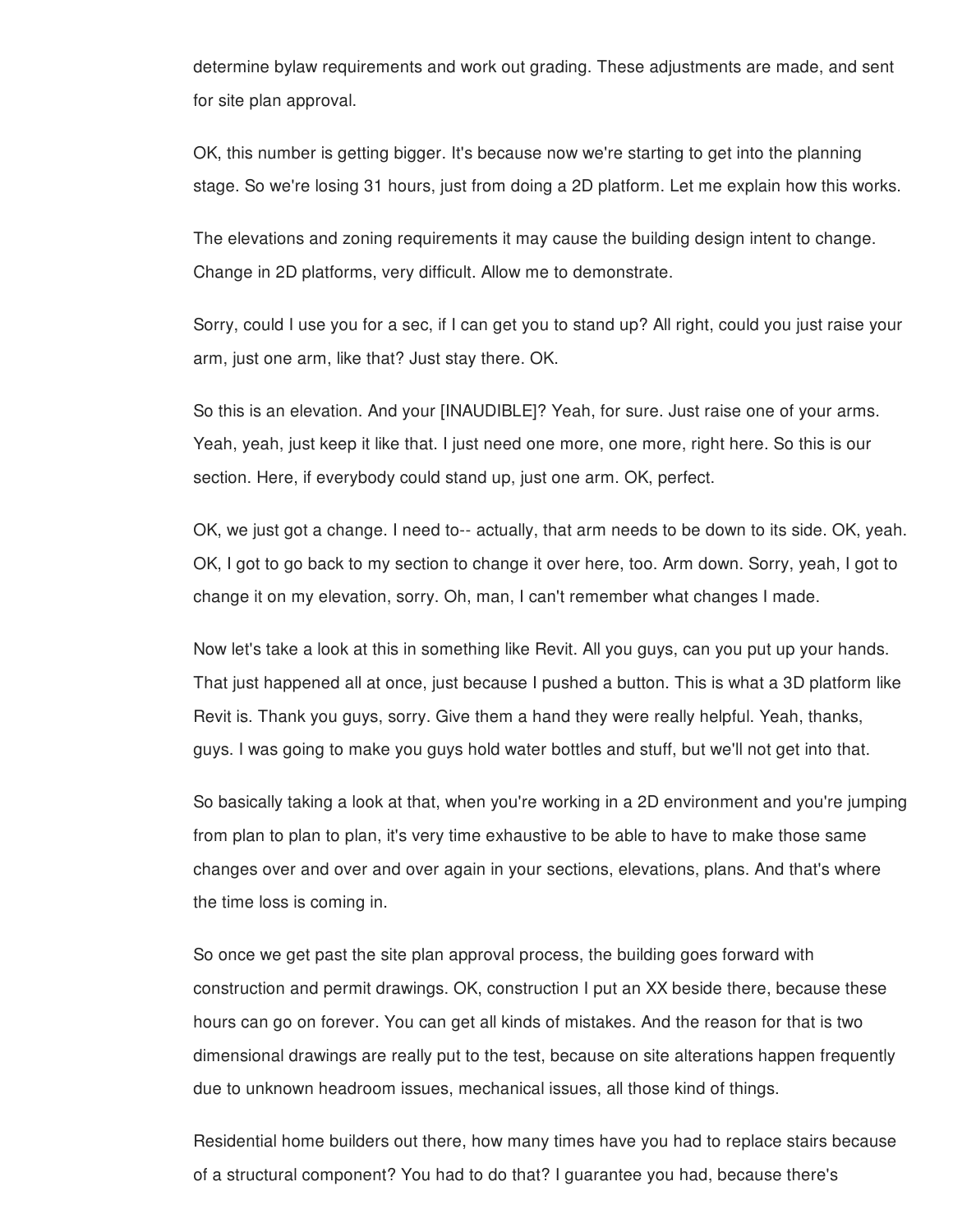determine bylaw requirements and work out grading. These adjustments are made, and sent for site plan approval.

OK, this number is getting bigger. It's because now we're starting to get into the planning stage. So we're losing 31 hours, just from doing a 2D platform. Let me explain how this works.

The elevations and zoning requirements it may cause the building design intent to change. Change in 2D platforms, very difficult. Allow me to demonstrate.

Sorry, could I use you for a sec, if I can get you to stand up? All right, could you just raise your arm, just one arm, like that? Just stay there. OK.

So this is an elevation. And your [INAUDIBLE]? Yeah, for sure. Just raise one of your arms. Yeah, yeah, just keep it like that. I just need one more, one more, right here. So this is our section. Here, if everybody could stand up, just one arm. OK, perfect.

OK, we just got a change. I need to-- actually, that arm needs to be down to its side. OK, yeah. OK, I got to go back to my section to change it over here, too. Arm down. Sorry, yeah, I got to change it on my elevation, sorry. Oh, man, I can't remember what changes I made.

Now let's take a look at this in something like Revit. All you guys, can you put up your hands. That just happened all at once, just because I pushed a button. This is what a 3D platform like Revit is. Thank you guys, sorry. Give them a hand they were really helpful. Yeah, thanks, guys. I was going to make you guys hold water bottles and stuff, but we'll not get into that.

So basically taking a look at that, when you're working in a 2D environment and you're jumping from plan to plan to plan, it's very time exhaustive to be able to have to make those same changes over and over and over again in your sections, elevations, plans. And that's where the time loss is coming in.

So once we get past the site plan approval process, the building goes forward with construction and permit drawings. OK, construction I put an XX beside there, because these hours can go on forever. You can get all kinds of mistakes. And the reason for that is two dimensional drawings are really put to the test, because on site alterations happen frequently due to unknown headroom issues, mechanical issues, all those kind of things.

Residential home builders out there, how many times have you had to replace stairs because of a structural component? You had to do that? I guarantee you had, because there's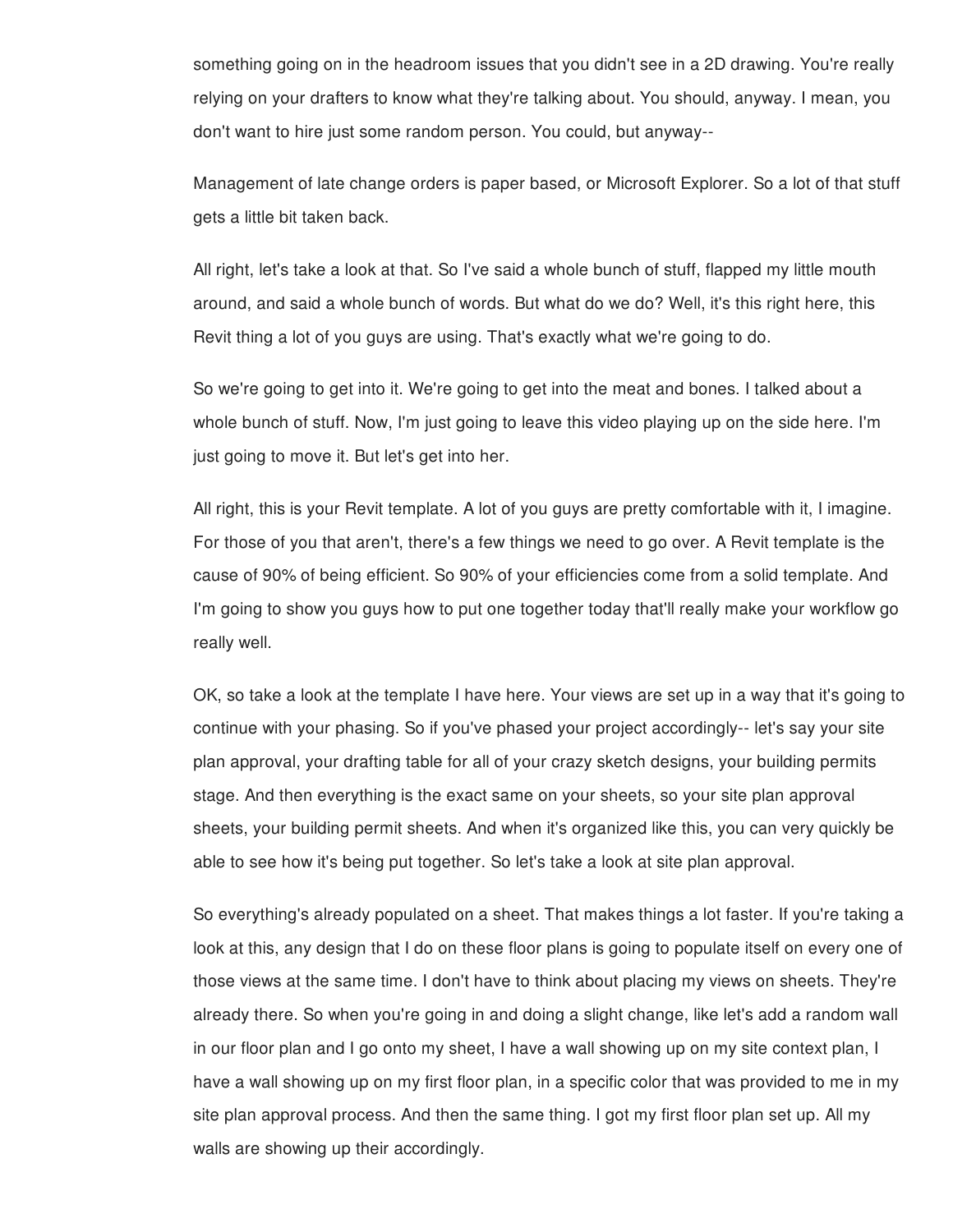something going on in the headroom issues that you didn't see in a 2D drawing. You're really relying on your drafters to know what they're talking about. You should, anyway. I mean, you don't want to hire just some random person. You could, but anyway--

Management of late change orders is paper based, or Microsoft Explorer. So a lot of that stuff gets a little bit taken back.

All right, let's take a look at that. So I've said a whole bunch of stuff, flapped my little mouth around, and said a whole bunch of words. But what do we do? Well, it's this right here, this Revit thing a lot of you guys are using. That's exactly what we're going to do.

So we're going to get into it. We're going to get into the meat and bones. I talked about a whole bunch of stuff. Now, I'm just going to leave this video playing up on the side here. I'm just going to move it. But let's get into her.

All right, this is your Revit template. A lot of you guys are pretty comfortable with it, I imagine. For those of you that aren't, there's a few things we need to go over. A Revit template is the cause of 90% of being efficient. So 90% of your efficiencies come from a solid template. And I'm going to show you guys how to put one together today that'll really make your workflow go really well.

OK, so take a look at the template I have here. Your views are set up in a way that it's going to continue with your phasing. So if you've phased your project accordingly-- let's say your site plan approval, your drafting table for all of your crazy sketch designs, your building permits stage. And then everything is the exact same on your sheets, so your site plan approval sheets, your building permit sheets. And when it's organized like this, you can very quickly be able to see how it's being put together. So let's take a look at site plan approval.

So everything's already populated on a sheet. That makes things a lot faster. If you're taking a look at this, any design that I do on these floor plans is going to populate itself on every one of those views at the same time. I don't have to think about placing my views on sheets. They're already there. So when you're going in and doing a slight change, like let's add a random wall in our floor plan and I go onto my sheet, I have a wall showing up on my site context plan, I have a wall showing up on my first floor plan, in a specific color that was provided to me in my site plan approval process. And then the same thing. I got my first floor plan set up. All my walls are showing up their accordingly.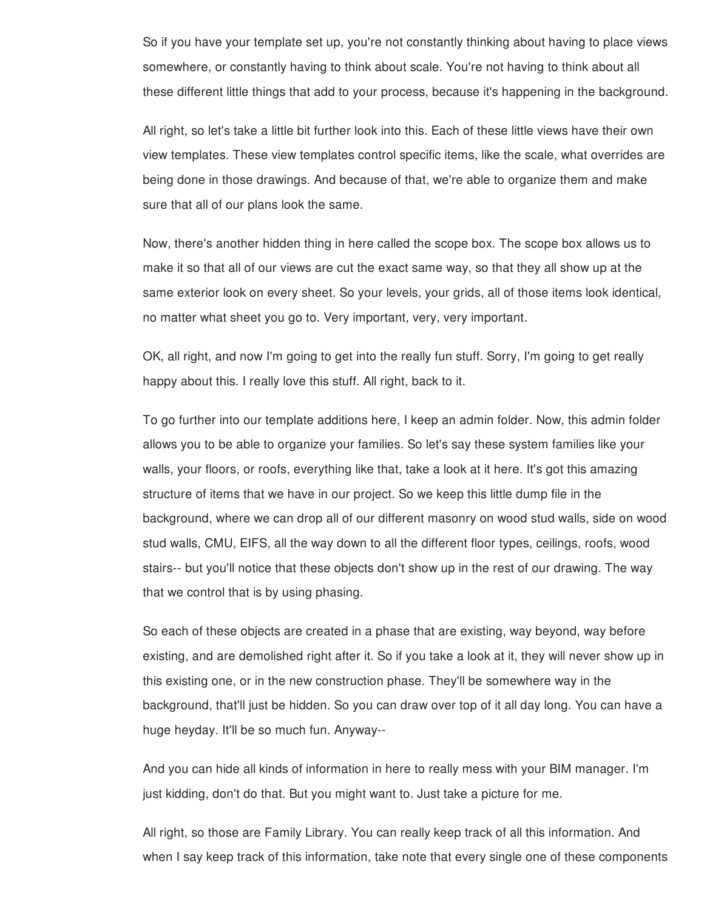So if you have your template set up, you're not constantly thinking about having to place views somewhere, or constantly having to think about scale. You're not having to think about all these different little things that add to your process, because it's happening in the background.

All right, so let's take a little bit further look into this. Each of these little views have their own view templates. These view templates control specific items, like the scale, what overrides are being done in those drawings. And because of that, we're able to organize them and make sure that all of our plans look the same.

Now, there's another hidden thing in here called the scope box. The scope box allows us to make it so that all of our views are cut the exact same way, so that they all show up at the same exterior look on every sheet. So your levels, your grids, all of those items look identical, no matter what sheet you go to. Very important, very, very important.

OK, all right, and now I'm going to get into the really fun stuff. Sorry, I'm going to get really happy about this. I really love this stuff. All right, back to it.

To go further into our template additions here, I keep an admin folder. Now, this admin folder allows you to be able to organize your families. So let's say these system families like your walls, your floors, or roofs, everything like that, take a look at it here. It's got this amazing structure of items that we have in our project. So we keep this little dump file in the background, where we can drop all of our different masonry on wood stud walls, side on wood stud walls, CMU, EIFS, all the way down to all the different floor types, ceilings, roofs, wood stairs-- but you'll notice that these objects don't show up in the rest of our drawing. The way that we control that is by using phasing.

So each of these objects are created in a phase that are existing, way beyond, way before existing, and are demolished right after it. So if you take a look at it, they will never show up in this existing one, or in the new construction phase. They'll be somewhere way in the background, that'll just be hidden. So you can draw over top of it all day long. You can have a huge heyday. It'll be so much fun. Anyway--

And you can hide all kinds of information in here to really mess with your BIM manager. I'm just kidding, don't do that. But you might want to. Just take a picture for me.

All right, so those are Family Library. You can really keep track of all this information. And when I say keep track of this information, take note that every single one of these components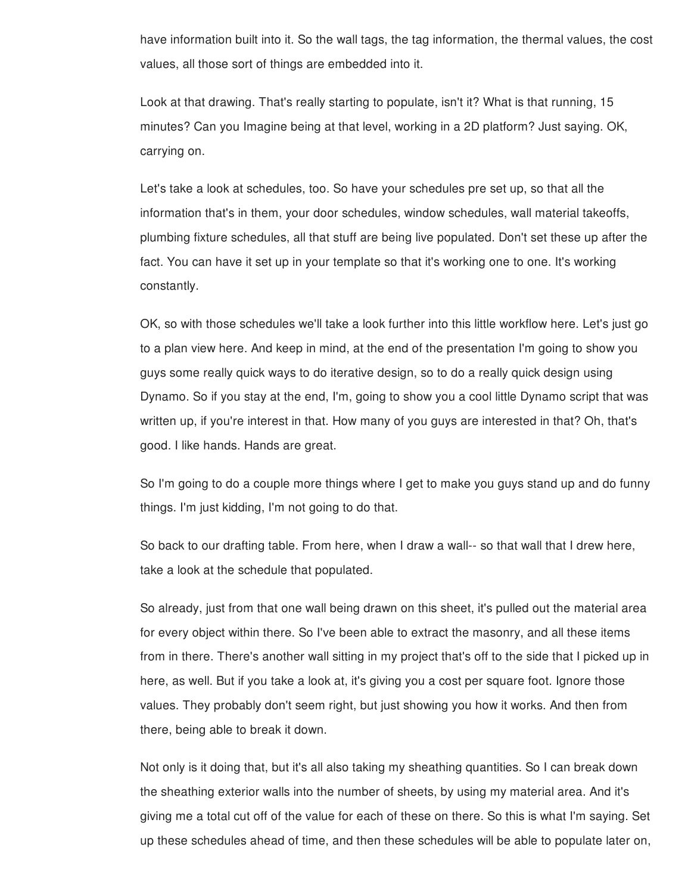have information built into it. So the wall tags, the tag information, the thermal values, the cost values, all those sort of things are embedded into it.

Look at that drawing. That's really starting to populate, isn't it? What is that running, 15 minutes? Can you Imagine being at that level, working in a 2D platform? Just saying. OK, carrying on.

Let's take a look at schedules, too. So have your schedules pre set up, so that all the information that's in them, your door schedules, window schedules, wall material takeoffs, plumbing fixture schedules, all that stuff are being live populated. Don't set these up after the fact. You can have it set up in your template so that it's working one to one. It's working constantly.

OK, so with those schedules we'll take a look further into this little workflow here. Let's just go to a plan view here. And keep in mind, at the end of the presentation I'm going to show you guys some really quick ways to do iterative design, so to do a really quick design using Dynamo. So if you stay at the end, I'm, going to show you a cool little Dynamo script that was written up, if you're interest in that. How many of you guys are interested in that? Oh, that's good. I like hands. Hands are great.

So I'm going to do a couple more things where I get to make you guys stand up and do funny things. I'm just kidding, I'm not going to do that.

So back to our drafting table. From here, when I draw a wall-- so that wall that I drew here, take a look at the schedule that populated.

So already, just from that one wall being drawn on this sheet, it's pulled out the material area for every object within there. So I've been able to extract the masonry, and all these items from in there. There's another wall sitting in my project that's off to the side that I picked up in here, as well. But if you take a look at, it's giving you a cost per square foot. Ignore those values. They probably don't seem right, but just showing you how it works. And then from there, being able to break it down.

Not only is it doing that, but it's all also taking my sheathing quantities. So I can break down the sheathing exterior walls into the number of sheets, by using my material area. And it's giving me a total cut off of the value for each of these on there. So this is what I'm saying. Set up these schedules ahead of time, and then these schedules will be able to populate later on,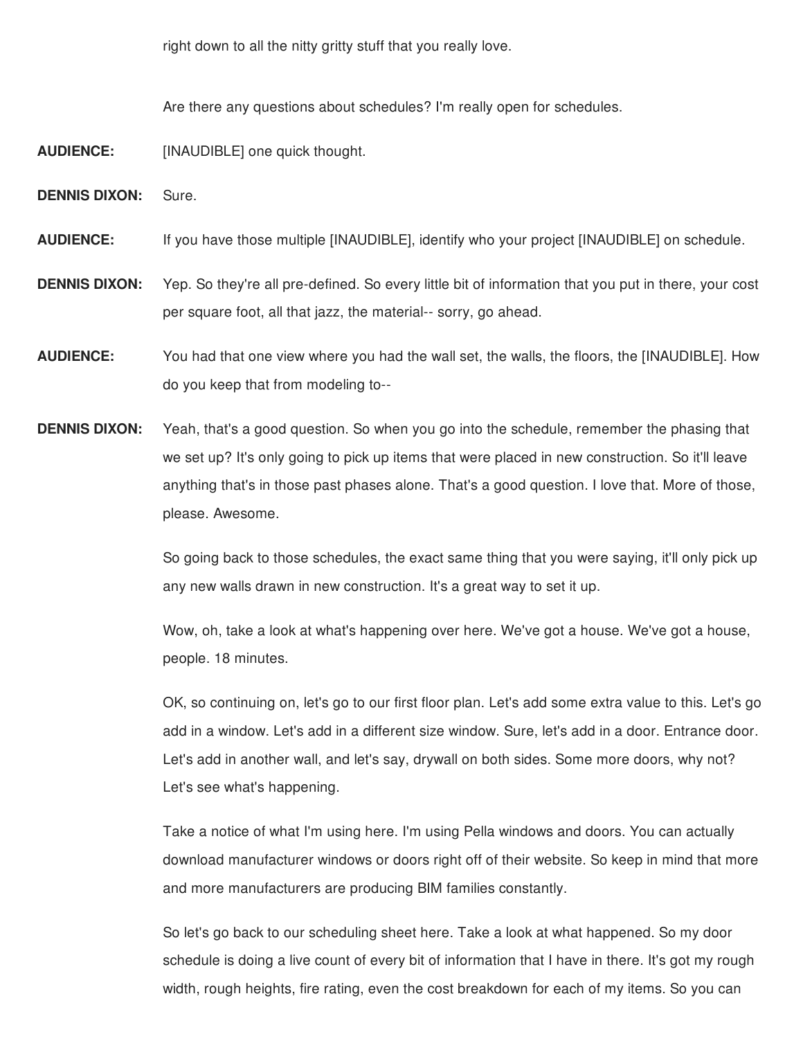right down to all the nitty gritty stuff that you really love.

Are there any questions about schedules? I'm really open for schedules.

**AUDIENCE:** [INAUDIBLE] one quick thought.

**DENNIS DIXON:** Sure.

**AUDIENCE:** If you have those multiple [INAUDIBLE], identify who your project [INAUDIBLE] on schedule.

**DENNIS DIXON:** Yep. So they're all pre-defined. So every little bit of information that you put in there, your cost per square foot, all that jazz, the material-- sorry, go ahead.

**AUDIENCE:** You had that one view where you had the wall set, the walls, the floors, the [INAUDIBLE]. How do you keep that from modeling to--

**DENNIS DIXON:** Yeah, that's a good question. So when you go into the schedule, remember the phasing that we set up? It's only going to pick up items that were placed in new construction. So it'll leave anything that's in those past phases alone. That's a good question. I love that. More of those, please. Awesome.

So going back to those schedules, the exact same thing that you were saying, it'll only pick up any new walls drawn in new construction. It's a great way to set it up.

Wow, oh, take a look at what's happening over here. We've got a house. We've got a house, people. 18 minutes.

OK, so continuing on, let's go to our first floor plan. Let's add some extra value to this. Let's go add in a window. Let's add in a different size window. Sure, let's add in a door. Entrance door. Let's add in another wall, and let's say, drywall on both sides. Some more doors, why not? Let's see what's happening.

Take a notice of what I'm using here. I'm using Pella windows and doors. You can actually download manufacturer windows or doors right off of their website. So keep in mind that more and more manufacturers are producing BIM families constantly.

So let's go back to our scheduling sheet here. Take a look at what happened. So my door schedule is doing a live count of every bit of information that I have in there. It's got my rough width, rough heights, fire rating, even the cost breakdown for each of my items. So you can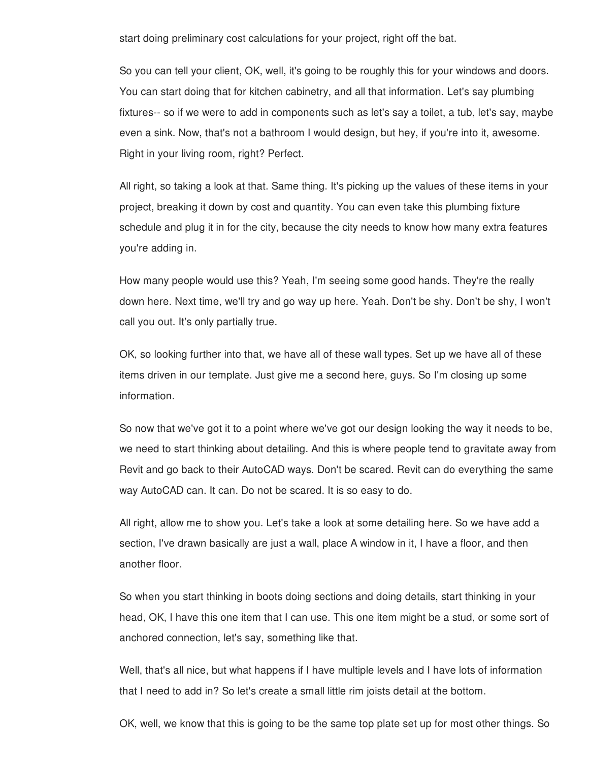start doing preliminary cost calculations for your project, right off the bat.

So you can tell your client, OK, well, it's going to be roughly this for your windows and doors. You can start doing that for kitchen cabinetry, and all that information. Let's say plumbing fixtures-- so if we were to add in components such as let's say a toilet, a tub, let's say, maybe even a sink. Now, that's not a bathroom I would design, but hey, if you're into it, awesome. Right in your living room, right? Perfect.

All right, so taking a look at that. Same thing. It's picking up the values of these items in your project, breaking it down by cost and quantity. You can even take this plumbing fixture schedule and plug it in for the city, because the city needs to know how many extra features you're adding in.

How many people would use this? Yeah, I'm seeing some good hands. They're the really down here. Next time, we'll try and go way up here. Yeah. Don't be shy. Don't be shy, I won't call you out. It's only partially true.

OK, so looking further into that, we have all of these wall types. Set up we have all of these items driven in our template. Just give me a second here, guys. So I'm closing up some information.

So now that we've got it to a point where we've got our design looking the way it needs to be, we need to start thinking about detailing. And this is where people tend to gravitate away from Revit and go back to their AutoCAD ways. Don't be scared. Revit can do everything the same way AutoCAD can. It can. Do not be scared. It is so easy to do.

All right, allow me to show you. Let's take a look at some detailing here. So we have add a section, I've drawn basically are just a wall, place A window in it, I have a floor, and then another floor.

So when you start thinking in boots doing sections and doing details, start thinking in your head, OK, I have this one item that I can use. This one item might be a stud, or some sort of anchored connection, let's say, something like that.

Well, that's all nice, but what happens if I have multiple levels and I have lots of information that I need to add in? So let's create a small little rim joists detail at the bottom.

OK, well, we know that this is going to be the same top plate set up for most other things. So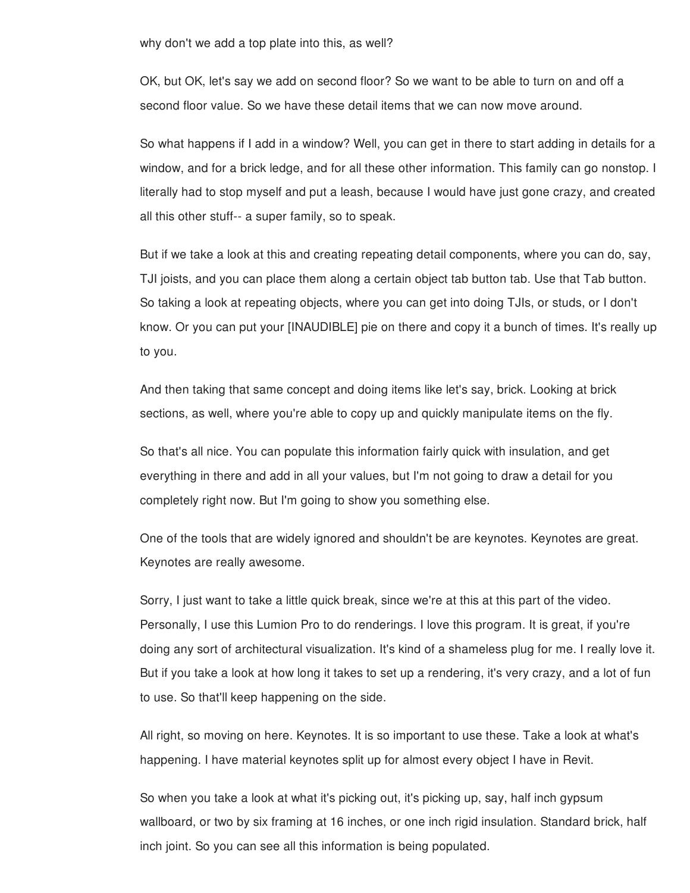why don't we add a top plate into this, as well?

OK, but OK, let's say we add on second floor? So we want to be able to turn on and off a second floor value. So we have these detail items that we can now move around.

So what happens if I add in a window? Well, you can get in there to start adding in details for a window, and for a brick ledge, and for all these other information. This family can go nonstop. I literally had to stop myself and put a leash, because I would have just gone crazy, and created all this other stuff-- a super family, so to speak.

But if we take a look at this and creating repeating detail components, where you can do, say, TJI joists, and you can place them along a certain object tab button tab. Use that Tab button. So taking a look at repeating objects, where you can get into doing TJIs, or studs, or I don't know. Or you can put your [INAUDIBLE] pie on there and copy it a bunch of times. It's really up to you.

And then taking that same concept and doing items like let's say, brick. Looking at brick sections, as well, where you're able to copy up and quickly manipulate items on the fly.

So that's all nice. You can populate this information fairly quick with insulation, and get everything in there and add in all your values, but I'm not going to draw a detail for you completely right now. But I'm going to show you something else.

One of the tools that are widely ignored and shouldn't be are keynotes. Keynotes are great. Keynotes are really awesome.

Sorry, I just want to take a little quick break, since we're at this at this part of the video. Personally, I use this Lumion Pro to do renderings. I love this program. It is great, if you're doing any sort of architectural visualization. It's kind of a shameless plug for me. I really love it. But if you take a look at how long it takes to set up a rendering, it's very crazy, and a lot of fun to use. So that'll keep happening on the side.

All right, so moving on here. Keynotes. It is so important to use these. Take a look at what's happening. I have material keynotes split up for almost every object I have in Revit.

So when you take a look at what it's picking out, it's picking up, say, half inch gypsum wallboard, or two by six framing at 16 inches, or one inch rigid insulation. Standard brick, half inch joint. So you can see all this information is being populated.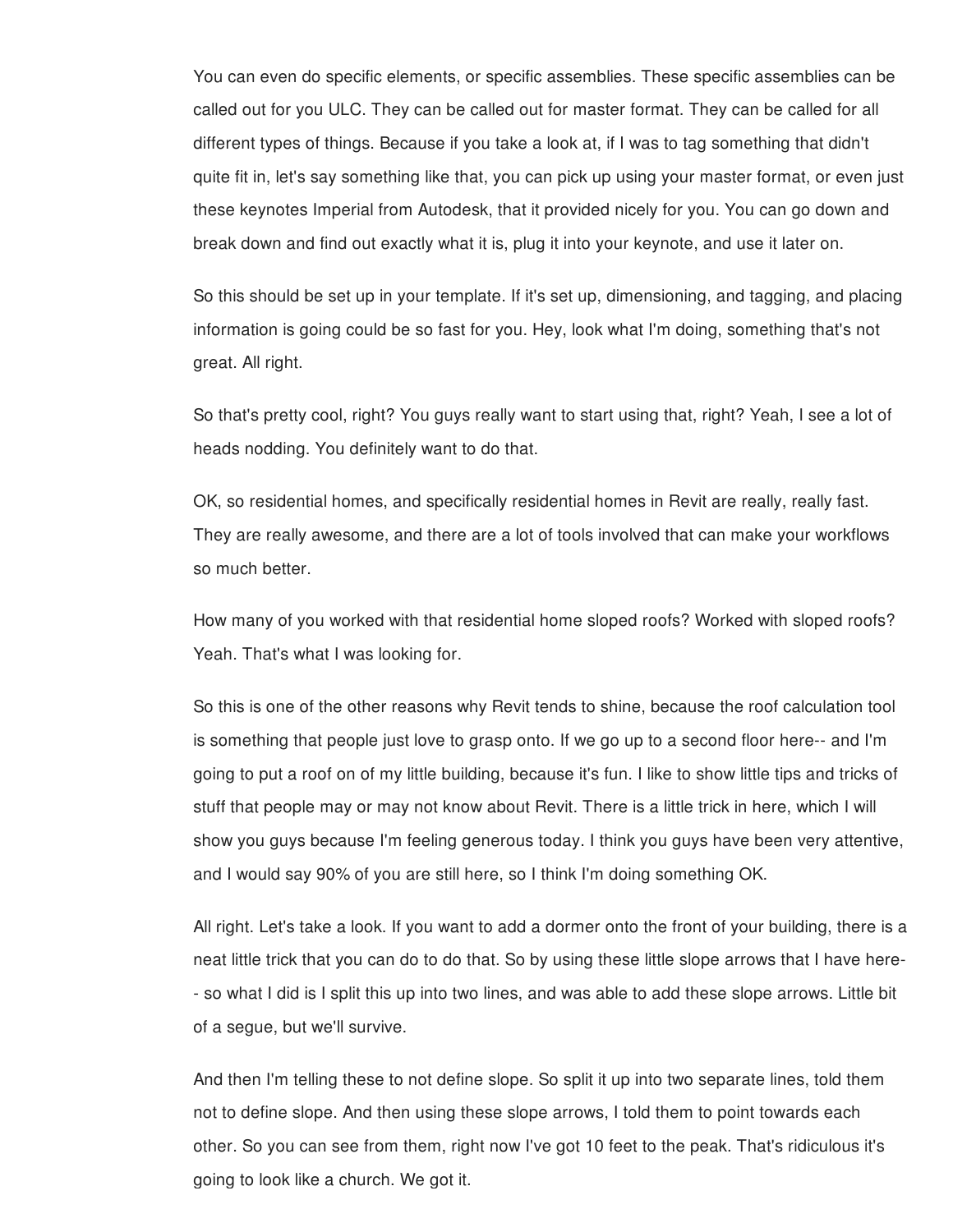You can even do specific elements, or specific assemblies. These specific assemblies can be called out for you ULC. They can be called out for master format. They can be called for all different types of things. Because if you take a look at, if I was to tag something that didn't quite fit in, let's say something like that, you can pick up using your master format, or even just these keynotes Imperial from Autodesk, that it provided nicely for you. You can go down and break down and find out exactly what it is, plug it into your keynote, and use it later on.

So this should be set up in your template. If it's set up, dimensioning, and tagging, and placing information is going could be so fast for you. Hey, look what I'm doing, something that's not great. All right.

So that's pretty cool, right? You guys really want to start using that, right? Yeah, I see a lot of heads nodding. You definitely want to do that.

OK, so residential homes, and specifically residential homes in Revit are really, really fast. They are really awesome, and there are a lot of tools involved that can make your workflows so much better.

How many of you worked with that residential home sloped roofs? Worked with sloped roofs? Yeah. That's what I was looking for.

So this is one of the other reasons why Revit tends to shine, because the roof calculation tool is something that people just love to grasp onto. If we go up to a second floor here-- and I'm going to put a roof on of my little building, because it's fun. I like to show little tips and tricks of stuff that people may or may not know about Revit. There is a little trick in here, which I will show you guys because I'm feeling generous today. I think you guys have been very attentive, and I would say 90% of you are still here, so I think I'm doing something OK.

All right. Let's take a look. If you want to add a dormer onto the front of your building, there is a neat little trick that you can do to do that. So by using these little slope arrows that I have here-- so what I did is I split this up into two lines, and was able to add these slope arrows. Little bit of a segue, but we'll survive.

And then I'm telling these to not define slope. So split it up into two separate lines, told them not to define slope. And then using these slope arrows, I told them to point towards each other. So you can see from them, right now I've got 10 feet to the peak. That's ridiculous it's going to look like a church. We got it.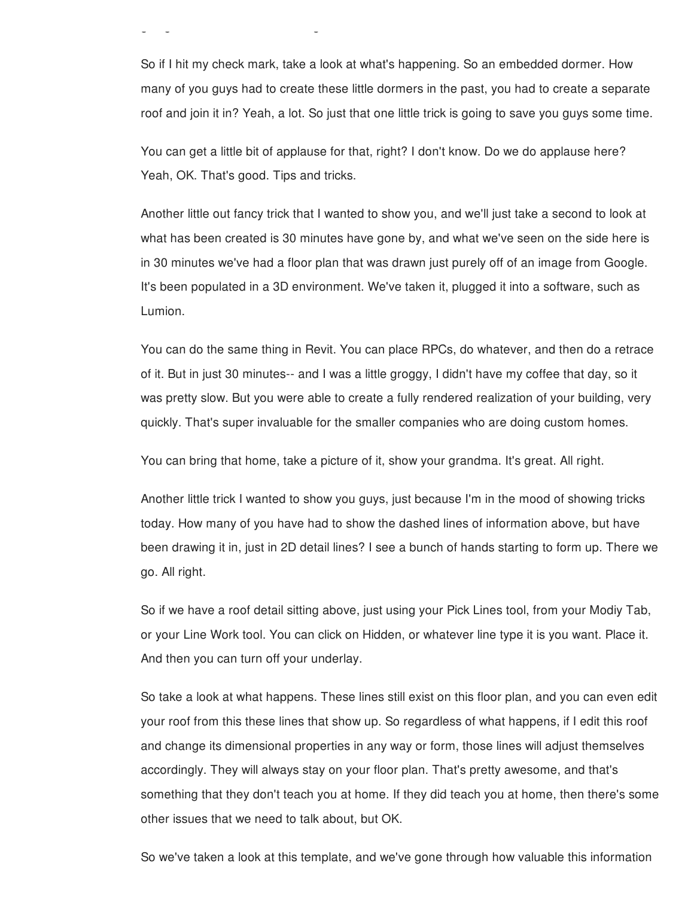So if I hit my check mark, take a look at what's happening. So an embedded dormer. How many of you guys had to create these little dormers in the past, you had to create a separate roof and join it in? Yeah, a lot. So just that one little trick is going to save you guys some time.

You can get a little bit of applause for that, right? I don't know. Do we do applause here? Yeah, OK. That's good. Tips and tricks.

Another little out fancy trick that I wanted to show you, and we'll just take a second to look at what has been created is 30 minutes have gone by, and what we've seen on the side here is in 30 minutes we've had a floor plan that was drawn just purely off of an image from Google. It's been populated in a 3D environment. We've taken it, plugged it into a software, such as Lumion.

You can do the same thing in Revit. You can place RPCs, do whatever, and then do a retrace of it. But in just 30 minutes-- and I was a little groggy, I didn't have my coffee that day, so it was pretty slow. But you were able to create a fully rendered realization of your building, very quickly. That's super invaluable for the smaller companies who are doing custom homes.

You can bring that home, take a picture of it, show your grandma. It's great. All right.

Another little trick I wanted to show you guys, just because I'm in the mood of showing tricks today. How many of you have had to show the dashed lines of information above, but have been drawing it in, just in 2D detail lines? I see a bunch of hands starting to form up. There we go. All right.

So if we have a roof detail sitting above, just using your Pick Lines tool, from your Modiy Tab, or your Line Work tool. You can click on Hidden, or whatever line type it is you want. Place it. And then you can turn off your underlay.

So take a look at what happens. These lines still exist on this floor plan, and you can even edit your roof from this these lines that show up. So regardless of what happens, if I edit this roof and change its dimensional properties in any way or form, those lines will adjust themselves accordingly. They will always stay on your floor plan. That's pretty awesome, and that's something that they don't teach you at home. If they did teach you at home, then there's some other issues that we need to talk about, but OK.

So we've taken a look at this template, and we've gone through how valuable this information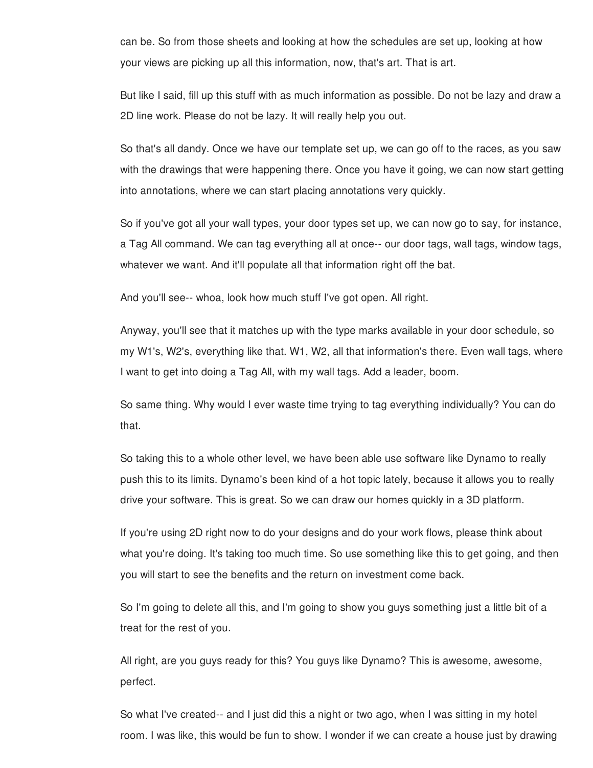can be. So from those sheets and looking at how the schedules are set up, looking at how your views are picking up all this information, now, that's art. That is art.

But like I said, fill up this stuff with as much information as possible. Do not be lazy and draw a 2D line work. Please do not be lazy. It will really help you out.

So that's all dandy. Once we have our template set up, we can go off to the races, as you saw with the drawings that were happening there. Once you have it going, we can now start getting into annotations, where we can start placing annotations very quickly.

So if you've got all your wall types, your door types set up, we can now go to say, for instance, a Tag All command. We can tag everything all at once-- our door tags, wall tags, window tags, whatever we want. And it'll populate all that information right off the bat.

And you'll see-- whoa, look how much stuff I've got open. All right.

Anyway, you'll see that it matches up with the type marks available in your door schedule, so my W1's, W2's, everything like that. W1, W2, all that information's there. Even wall tags, where I want to get into doing a Tag All, with my wall tags. Add a leader, boom.

So same thing. Why would I ever waste time trying to tag everything individually? You can do that.

So taking this to a whole other level, we have been able use software like Dynamo to really push this to its limits. Dynamo's been kind of a hot topic lately, because it allows you to really drive your software. This is great. So we can draw our homes quickly in a 3D platform.

If you're using 2D right now to do your designs and do your work flows, please think about what you're doing. It's taking too much time. So use something like this to get going, and then you will start to see the benefits and the return on investment come back.

So I'm going to delete all this, and I'm going to show you guys something just a little bit of a treat for the rest of you.

All right, are you guys ready for this? You guys like Dynamo? This is awesome, awesome, perfect.

So what I've created-- and I just did this a night or two ago, when I was sitting in my hotel room. I was like, this would be fun to show. I wonder if we can create a house just by drawing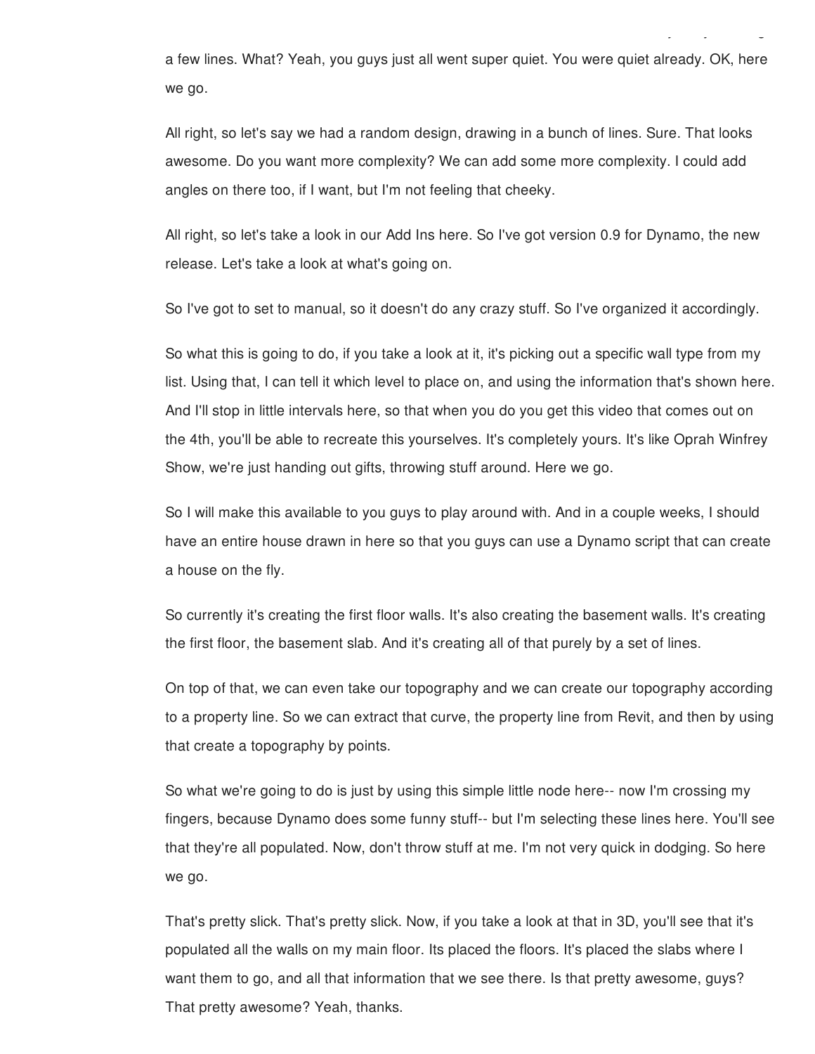a few lines. What? Yeah, you guys just all went super quiet. You were quiet already. OK, here we go.

All right, so let's say we had a random design, drawing in a bunch of lines. Sure. That looks awesome. Do you want more complexity? We can add some more complexity. I could add angles on there too, if I want, but I'm not feeling that cheeky.

All right, so let's take a look in our Add Ins here. So I've got version 0.9 for Dynamo, the new release. Let's take a look at what's going on.

So I've got to set to manual, so it doesn't do any crazy stuff. So I've organized it accordingly.

So what this is going to do, if you take a look at it, it's picking out a specific wall type from my list. Using that, I can tell it which level to place on, and using the information that's shown here. And I'll stop in little intervals here, so that when you do you get this video that comes out on the 4th, you'll be able to recreate this yourselves. It's completely yours. It's like Oprah Winfrey Show, we're just handing out gifts, throwing stuff around. Here we go.

So I will make this available to you guys to play around with. And in a couple weeks, I should have an entire house drawn in here so that you guys can use a Dynamo script that can create a house on the fly.

So currently it's creating the first floor walls. It's also creating the basement walls. It's creating the first floor, the basement slab. And it's creating all of that purely by a set of lines.

On top of that, we can even take our topography and we can create our topography according to a property line. So we can extract that curve, the property line from Revit, and then by using that create a topography by points.

So what we're going to do is just by using this simple little node here-- now I'm crossing my fingers, because Dynamo does some funny stuff-- but I'm selecting these lines here. You'll see that they're all populated. Now, don't throw stuff at me. I'm not very quick in dodging. So here we go.

That's pretty slick. That's pretty slick. Now, if you take a look at that in 3D, you'll see that it's populated all the walls on my main floor. Its placed the floors. It's placed the slabs where I want them to go, and all that information that we see there. Is that pretty awesome, guys? That pretty awesome? Yeah, thanks.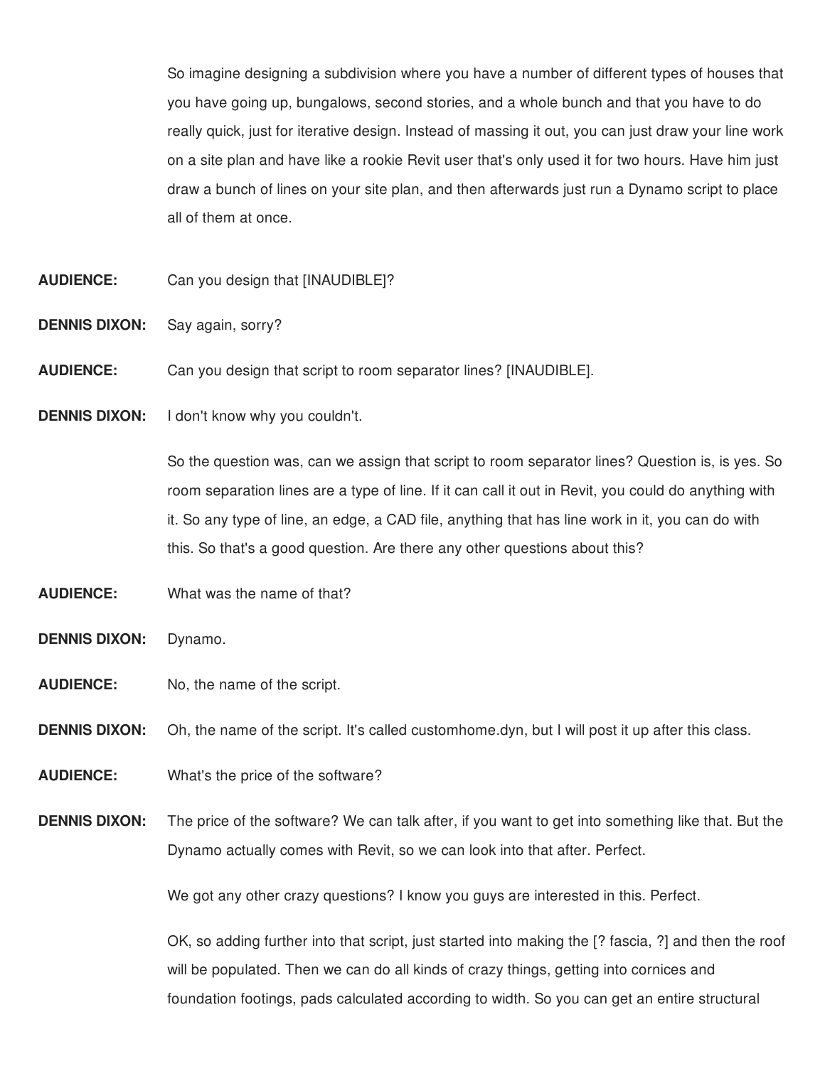So imagine designing a subdivision where you have a number of different types of houses that you have going up, bungalows, second stories, and a whole bunch and that you have to do really quick, just for iterative design. Instead of massing it out, you can just draw your line work on a site plan and have like a rookie Revit user that's only used it for two hours. Have him just draw a bunch of lines on your site plan, and then afterwards just run a Dynamo script to place all of them at once.

**AUDIENCE:** Can you design that [INAUDIBLE]?

**DENNIS DIXON:** Say again, sorry?

**AUDIENCE:** Can you design that script to room separator lines? [INAUDIBLE].

**DENNIS DIXON:** I don't know why you couldn't.

So the question was, can we assign that script to room separator lines? Question is, is yes. So room separation lines are a type of line. If it can call it out in Revit, you could do anything with it. So any type of line, an edge, a CAD file, anything that has line work in it, you can do with this. So that's a good question. Are there any other questions about this?

**AUDIENCE:** What was the name of that?

**DENNIS DIXON:** Dynamo.

**AUDIENCE:** No, the name of the script.

**DENNIS DIXON:** Oh, the name of the script. It's called customhome.dyn, but I will post it up after this class.

**AUDIENCE:** What's the price of the software?

**DENNIS DIXON:** The price of the software? We can talk after, if you want to get into something like that. But the Dynamo actually comes with Revit, so we can look into that after. Perfect.

We got any other crazy questions? I know you guys are interested in this. Perfect.

OK, so adding further into that script, just started into making the [? fascia, ?] and then the roof will be populated. Then we can do all kinds of crazy things, getting into cornices and foundation footings, pads calculated according to width. So you can get an entire structural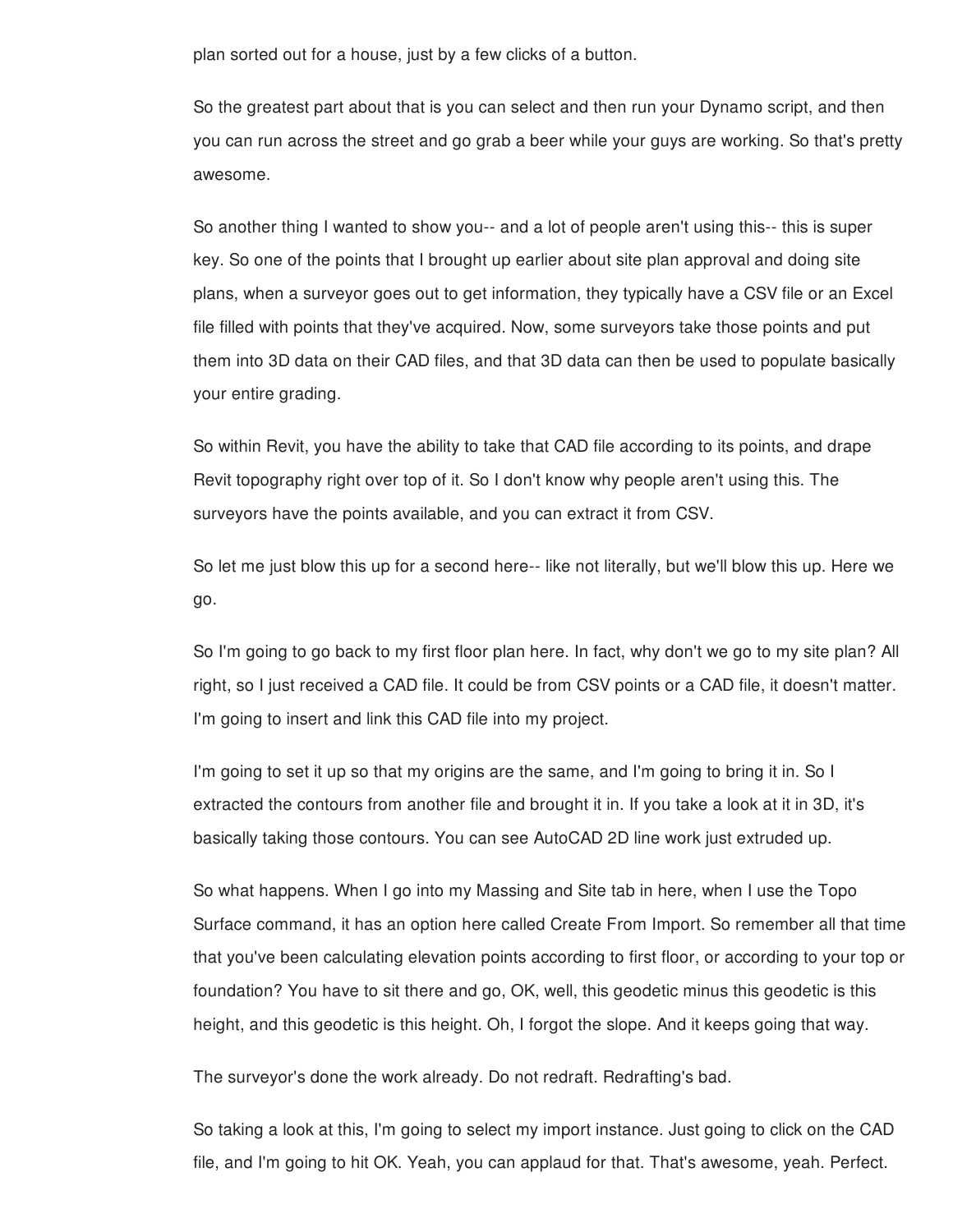plan sorted out for a house, just by a few clicks of a button.

So the greatest part about that is you can select and then run your Dynamo script, and then you can run across the street and go grab a beer while your guys are working. So that's pretty awesome.

So another thing I wanted to show you-- and a lot of people aren't using this-- this is super key. So one of the points that I brought up earlier about site plan approval and doing site plans, when a surveyor goes out to get information, they typically have a CSV file or an Excel file filled with points that they've acquired. Now, some surveyors take those points and put them into 3D data on their CAD files, and that 3D data can then be used to populate basically your entire grading.

So within Revit, you have the ability to take that CAD file according to its points, and drape Revit topography right over top of it. So I don't know why people aren't using this. The surveyors have the points available, and you can extract it from CSV.

So let me just blow this up for a second here-- like not literally, but we'll blow this up. Here we go.

So I'm going to go back to my first floor plan here. In fact, why don't we go to my site plan? All right, so I just received a CAD file. It could be from CSV points or a CAD file, it doesn't matter. I'm going to insert and link this CAD file into my project.

I'm going to set it up so that my origins are the same, and I'm going to bring it in. So I extracted the contours from another file and brought it in. If you take a look at it in 3D, it's basically taking those contours. You can see AutoCAD 2D line work just extruded up.

So what happens. When I go into my Massing and Site tab in here, when I use the Topo Surface command, it has an option here called Create From Import. So remember all that time that you've been calculating elevation points according to first floor, or according to your top or foundation? You have to sit there and go, OK, well, this geodetic minus this geodetic is this height, and this geodetic is this height. Oh, I forgot the slope. And it keeps going that way.

The surveyor's done the work already. Do not redraft. Redrafting's bad.

So taking a look at this, I'm going to select my import instance. Just going to click on the CAD file, and I'm going to hit OK. Yeah, you can applaud for that. That's awesome, yeah. Perfect.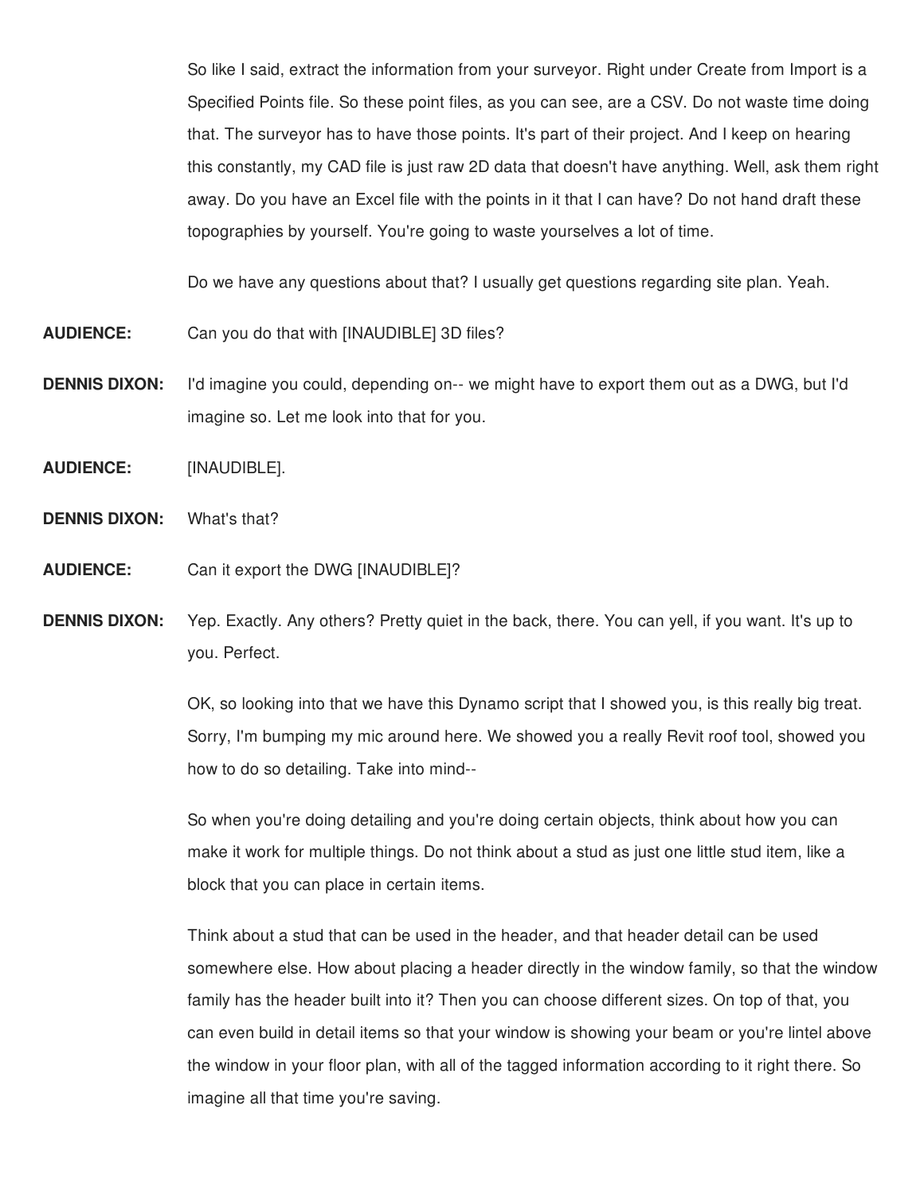So like I said, extract the information from your surveyor. Right under Create from Import is a Specified Points file. So these point files, as you can see, are a CSV. Do not waste time doing that. The surveyor has to have those points. It's part of their project. And I keep on hearing this constantly, my CAD file is just raw 2D data that doesn't have anything. Well, ask them right away. Do you have an Excel file with the points in it that I can have? Do not hand draft these topographies by yourself. You're going to waste yourselves a lot of time.

Do we have any questions about that? I usually get questions regarding site plan. Yeah.

**AUDIENCE:** Can you do that with [INAUDIBLE] 3D files?

**DENNIS DIXON:** I'd imagine you could, depending on-- we might have to export them out as a DWG, but I'd imagine so. Let me look into that for you.

**AUDIENCE:** [INAUDIBLE].

**DENNIS DIXON:** What's that?

**AUDIENCE:** Can it export the DWG [INAUDIBLE]?

**DENNIS DIXON:** Yep. Exactly. Any others? Pretty quiet in the back, there. You can yell, if you want. It's up to you. Perfect.

OK, so looking into that we have this Dynamo script that I showed you, is this really big treat. Sorry, I'm bumping my mic around here. We showed you a really Revit roof tool, showed you how to do so detailing. Take into mind--

So when you're doing detailing and you're doing certain objects, think about how you can make it work for multiple things. Do not think about a stud as just one little stud item, like a block that you can place in certain items.

Think about a stud that can be used in the header, and that header detail can be used somewhere else. How about placing a header directly in the window family, so that the window family has the header built into it? Then you can choose different sizes. On top of that, you can even build in detail items so that your window is showing your beam or you're lintel above the window in your floor plan, with all of the tagged information according to it right there. So imagine all that time you're saving.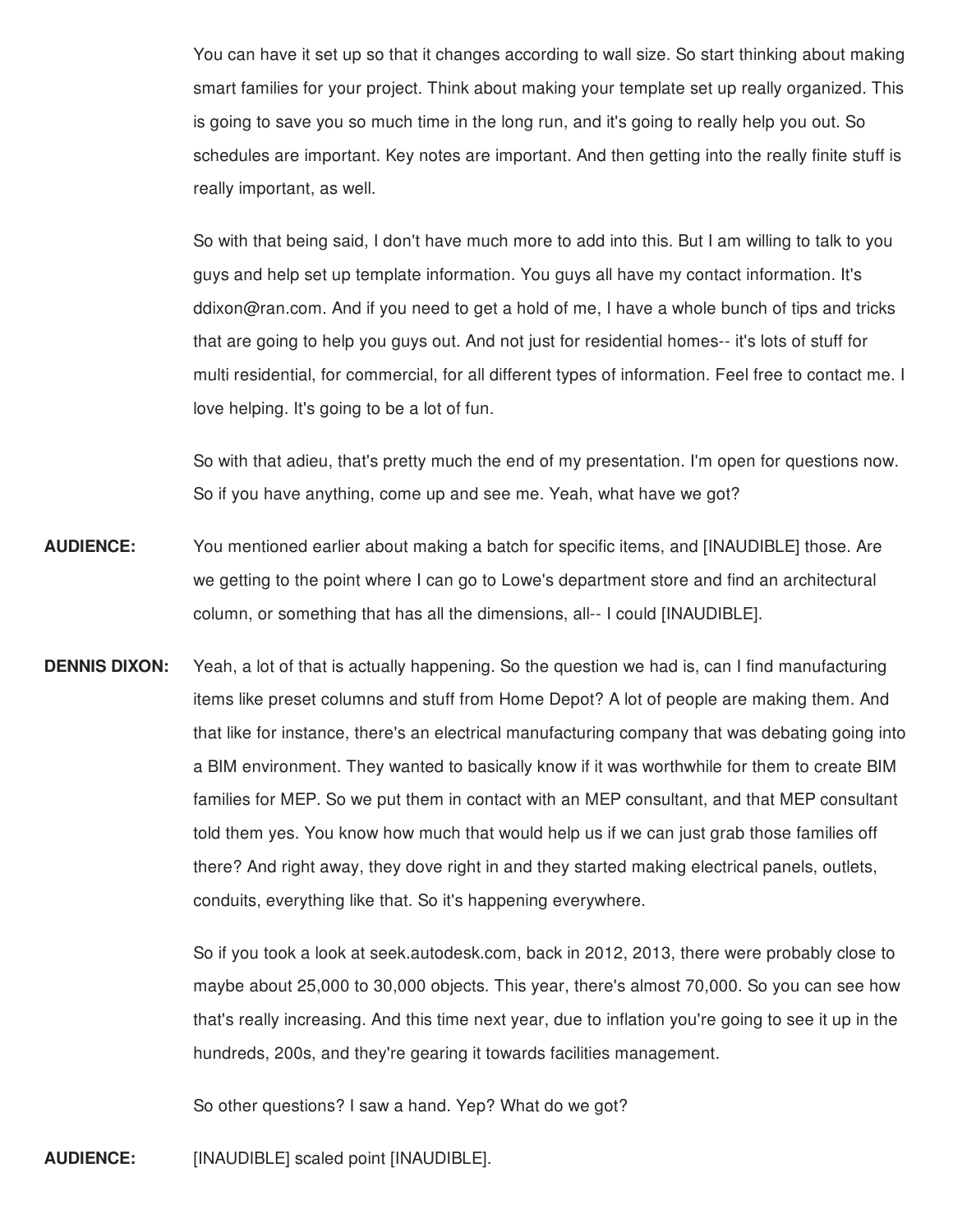You can have it set up so that it changes according to wall size. So start thinking about making smart families for your project. Think about making your template set up really organized. This is going to save you so much time in the long run, and it's going to really help you out. So schedules are important. Key notes are important. And then getting into the really finite stuff is really important, as well.

So with that being said, I don't have much more to add into this. But I am willing to talk to you guys and help set up template information. You guys all have my contact information. It's ddixon@ran.com. And if you need to get a hold of me, I have a whole bunch of tips and tricks that are going to help you guys out. And not just for residential homes-- it's lots of stuff for multi residential, for commercial, for all different types of information. Feel free to contact me. I love helping. It's going to be a lot of fun.

So with that adieu, that's pretty much the end of my presentation. I'm open for questions now. So if you have anything, come up and see me. Yeah, what have we got?

**AUDIENCE:** You mentioned earlier about making a batch for specific items, and [INAUDIBLE] those. Are we getting to the point where I can go to Lowe's department store and find an architectural column, or something that has all the dimensions, all-- I could [INAUDIBLE].

**DENNIS DIXON:** Yeah, a lot of that is actually happening. So the question we had is, can I find manufacturing items like preset columns and stuff from Home Depot? A lot of people are making them. And that like for instance, there's an electrical manufacturing company that was debating going into a BIM environment. They wanted to basically know if it was worthwhile for them to create BIM families for MEP. So we put them in contact with an MEP consultant, and that MEP consultant told them yes. You know how much that would help us if we can just grab those families off there? And right away, they dove right in and they started making electrical panels, outlets, conduits, everything like that. So it's happening everywhere.

So if you took a look at seek.autodesk.com, back in 2012, 2013, there were probably close to maybe about 25,000 to 30,000 objects. This year, there's almost 70,000. So you can see how that's really increasing. And this time next year, due to inflation you're going to see it up in the hundreds, 200s, and they're gearing it towards facilities management.

So other questions? I saw a hand. Yep? What do we got?

**AUDIENCE:** [INAUDIBLE] scaled point [INAUDIBLE].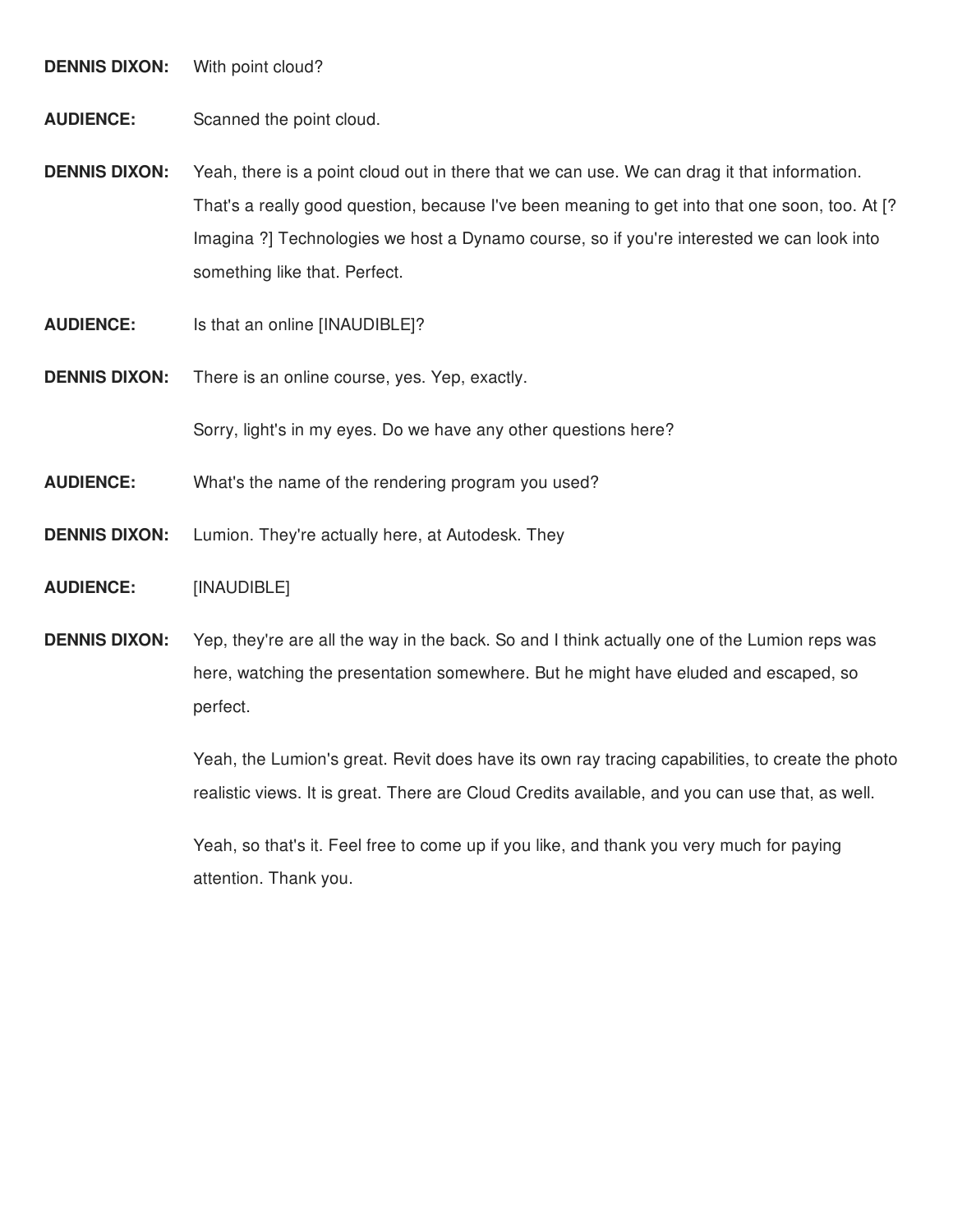**DENNIS DIXON:** With point cloud?

**AUDIENCE:** Scanned the point cloud.

**DENNIS DIXON:** Yeah, there is a point cloud out in there that we can use. We can drag it that information. That's a really good question, because I've been meaning to get into that one soon, too. At [? Imagina ?] Technologies we host a Dynamo course, so if you're interested we can look into something like that. Perfect.

**AUDIENCE:** Is that an online [INAUDIBLE]?

**DENNIS DIXON:** There is an online course, yes. Yep, exactly.

Sorry, light's in my eyes. Do we have any other questions here?

**AUDIENCE:** What's the name of the rendering program you used?

**DENNIS DIXON:** Lumion. They're actually here, at Autodesk. They

**AUDIENCE:** [INAUDIBLE]

**DENNIS DIXON:** Yep, they're are all the way in the back. So and I think actually one of the Lumion reps was here, watching the presentation somewhere. But he might have eluded and escaped, so perfect.

Yeah, the Lumion's great. Revit does have its own ray tracing capabilities, to create the photo realistic views. It is great. There are Cloud Credits available, and you can use that, as well.

Yeah, so that's it. Feel free to come up if you like, and thank you very much for paying attention. Thank you.